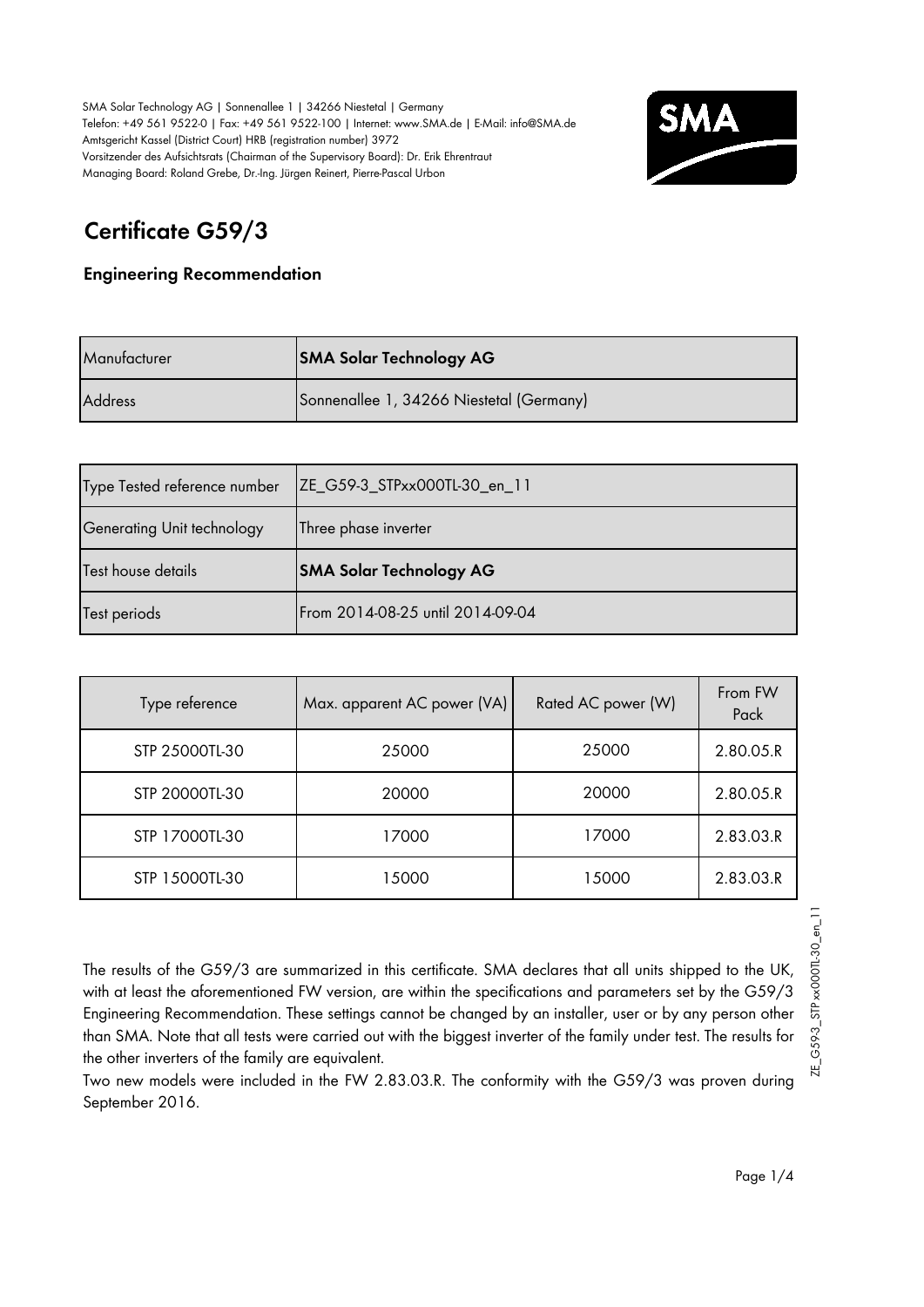SMA Solar Technology AG | Sonnenallee 1 | 34266 Niestetal | Germany
Telefon: +49 561 9522-0 | Fax: +49 561 9522-100 | Internet: www.SMA.de | E-Mail: info@SMA.de
Amtsgericht Kassel (District Court) HRB (registration number) 3972
Vorsitzender des Aufsichtsrats (Chairman of the Supervisory Board): Dr. Erik Ehrentraut
Managing Board: Roland Grebe, Dr.-Ing. Jürgen Reinert, Pierre-Pascal Urbon

# Certificate G59/3

### Engineering Recommendation

| Manufacturer | **SMA Solar Technology AG** |
|---|---|
| Address | Sonnenallee 1, 34266 Niestetal (Germany) |

| Type Tested reference number | ZE_G59-3_STPxx000TL-30_en_11 |
|---|---|
| Generating Unit technology | Three phase inverter |
| Test house details | **SMA Solar Technology AG** |
| Test periods | From 2014-08-25 until 2014-09-04 |

| Type reference | Max. apparent AC power (VA) | Rated AC power (W) | From FW Pack |
|---|---|---|---|
| STP 25000TL-30 | 25000 | 25000 | 2.80.05.R |
| STP 20000TL-30 | 20000 | 20000 | 2.80.05.R |
| STP 17000TL-30 | 17000 | 17000 | 2.83.03.R |
| STP 15000TL-30 | 15000 | 15000 | 2.83.03.R |

The results of the G59/3 are summarized in this certificate. SMA declares that all units shipped to the UK, with at least the aforementioned FW version, are within the specifications and parameters set by the G59/3 Engineering Recommendation. These settings cannot be changed by an installer, user or by any person other than SMA. Note that all tests were carried out with the biggest inverter of the family under test. The results for the other inverters of the family are equivalent.
Two new models were included in the FW 2.83.03.R. The conformity with the G59/3 was proven during September 2016.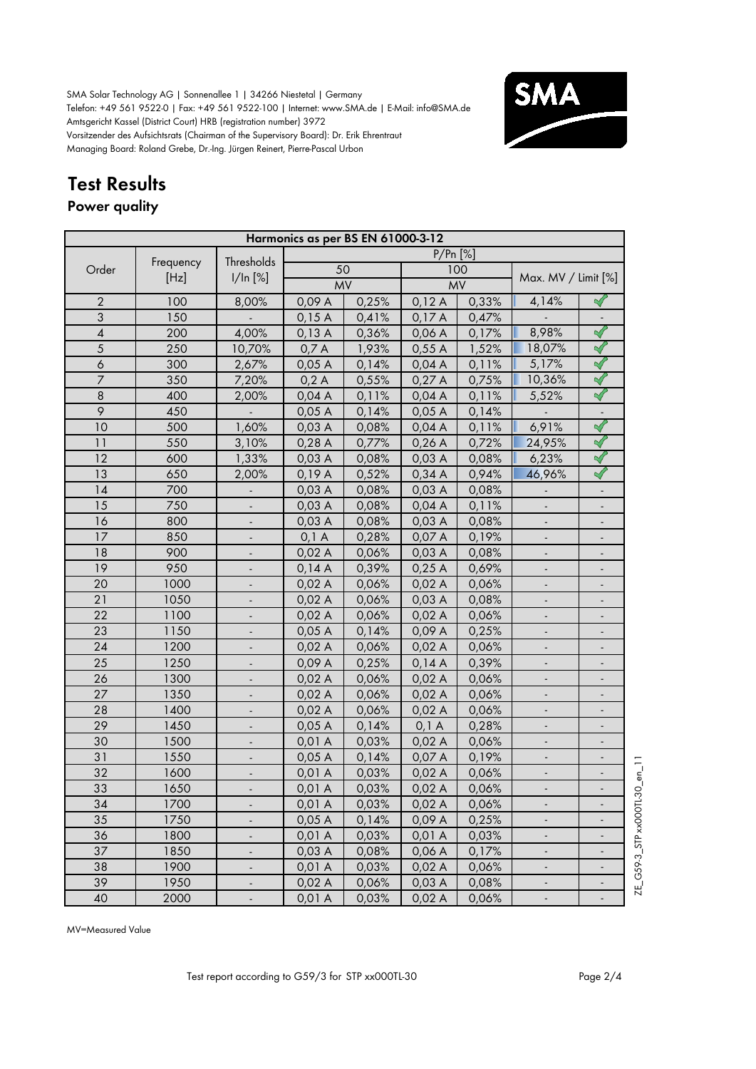SMA Solar Technology AG | Sonnenallee 1 | 34266 Niestetal | Germany
Telefon: +49 561 9522-0 | Fax: +49 561 9522-100 | Internet: www.SMA.de | E-Mail: info@SMA.de
Amtsgericht Kassel (District Court) HRB (registration number) 3972
Vorsitzender des Aufsichtsrats (Chairman of the Supervisory Board): Dr. Erik Ehrentraut
Managing Board: Roland Grebe, Dr.-Ing. Jürgen Reinert, Pierre-Pascal Urbon

# Test Results

## Power quality

| Harmonics as per BS EN 61000-3-12 | | | | | | | | |
|---|---|---|---|---|---|---|---|---|
| Order | Frequency [Hz] | Thresholds I/In [%] | P/Pn [%] | | | | | |
| | | | 50 | | 100 | | Max. MV / Limit [%] | |
| | | | MV | | MV | | | |
| 2 | 100 | 8,00% | 0,09 A | 0,25% | 0,12 A | 0,33% | 4,14% | ✓ |
| 3 | 150 | - | 0,15 A | 0,41% | 0,17 A | 0,47% | - | - |
| 4 | 200 | 4,00% | 0,13 A | 0,36% | 0,06 A | 0,17% | 8,98% | ✓ |
| 5 | 250 | 10,70% | 0,7 A | 1,93% | 0,55 A | 1,52% | 18,07% | ✓ |
| 6 | 300 | 2,67% | 0,05 A | 0,14% | 0,04 A | 0,11% | 5,17% | ✓ |
| 7 | 350 | 7,20% | 0,2 A | 0,55% | 0,27 A | 0,75% | 10,36% | ✓ |
| 8 | 400 | 2,00% | 0,04 A | 0,11% | 0,04 A | 0,11% | 5,52% | ✓ |
| 9 | 450 | - | 0,05 A | 0,14% | 0,05 A | 0,14% | - | - |
| 10 | 500 | 1,60% | 0,03 A | 0,08% | 0,04 A | 0,11% | 6,91% | ✓ |
| 11 | 550 | 3,10% | 0,28 A | 0,77% | 0,26 A | 0,72% | 24,95% | ✓ |
| 12 | 600 | 1,33% | 0,03 A | 0,08% | 0,03 A | 0,08% | 6,23% | ✓ |
| 13 | 650 | 2,00% | 0,19 A | 0,52% | 0,34 A | 0,94% | 46,96% | ✓ |
| 14 | 700 | - | 0,03 A | 0,08% | 0,03 A | 0,08% | - | - |
| 15 | 750 | - | 0,03 A | 0,08% | 0,04 A | 0,11% | - | - |
| 16 | 800 | - | 0,03 A | 0,08% | 0,03 A | 0,08% | - | - |
| 17 | 850 | - | 0,1 A | 0,28% | 0,07 A | 0,19% | - | - |
| 18 | 900 | - | 0,02 A | 0,06% | 0,03 A | 0,08% | - | - |
| 19 | 950 | - | 0,14 A | 0,39% | 0,25 A | 0,69% | - | - |
| 20 | 1000 | - | 0,02 A | 0,06% | 0,02 A | 0,06% | - | - |
| 21 | 1050 | - | 0,02 A | 0,06% | 0,03 A | 0,08% | - | - |
| 22 | 1100 | - | 0,02 A | 0,06% | 0,02 A | 0,06% | - | - |
| 23 | 1150 | - | 0,05 A | 0,14% | 0,09 A | 0,25% | - | - |
| 24 | 1200 | - | 0,02 A | 0,06% | 0,02 A | 0,06% | - | - |
| 25 | 1250 | - | 0,09 A | 0,25% | 0,14 A | 0,39% | - | - |
| 26 | 1300 | - | 0,02 A | 0,06% | 0,02 A | 0,06% | - | - |
| 27 | 1350 | - | 0,02 A | 0,06% | 0,02 A | 0,06% | - | - |
| 28 | 1400 | - | 0,02 A | 0,06% | 0,02 A | 0,06% | - | - |
| 29 | 1450 | - | 0,05 A | 0,14% | 0,1 A | 0,28% | - | - |
| 30 | 1500 | - | 0,01 A | 0,03% | 0,02 A | 0,06% | - | - |
| 31 | 1550 | - | 0,05 A | 0,14% | 0,07 A | 0,19% | - | - |
| 32 | 1600 | - | 0,01 A | 0,03% | 0,02 A | 0,06% | - | - |
| 33 | 1650 | - | 0,01 A | 0,03% | 0,02 A | 0,06% | - | - |
| 34 | 1700 | - | 0,01 A | 0,03% | 0,02 A | 0,06% | - | - |
| 35 | 1750 | - | 0,05 A | 0,14% | 0,09 A | 0,25% | - | - |
| 36 | 1800 | - | 0,01 A | 0,03% | 0,01 A | 0,03% | - | - |
| 37 | 1850 | - | 0,03 A | 0,08% | 0,06 A | 0,17% | - | - |
| 38 | 1900 | - | 0,01 A | 0,03% | 0,02 A | 0,06% | - | - |
| 39 | 1950 | - | 0,02 A | 0,06% | 0,03 A | 0,08% | - | - |
| 40 | 2000 | - | 0,01 A | 0,03% | 0,02 A | 0,06% | - | - |

MV=Measured Value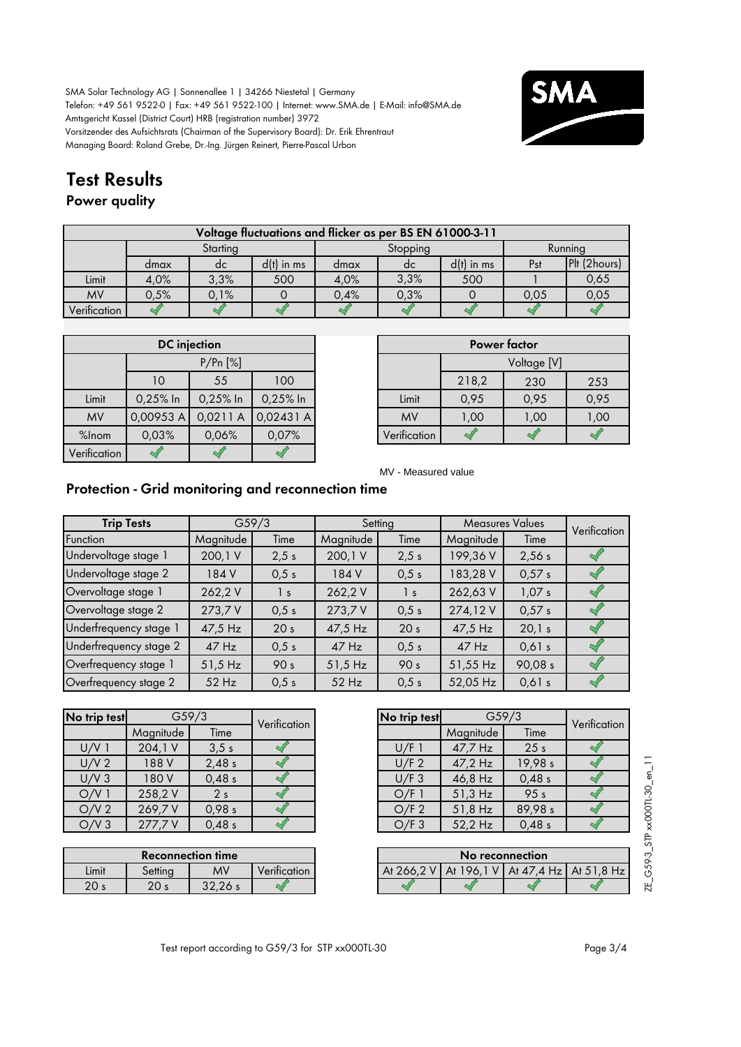SMA Solar Technology AG | Sonnenallee 1 | 34266 Niestetal | Germany
Telefon: +49 561 9522-0 | Fax: +49 561 9522-100 | Internet: www.SMA.de | E-Mail: info@SMA.de
Amtsgericht Kassel (District Court) HRB (registration number) 3972
Vorsitzender des Aufsichtsrats (Chairman of the Supervisory Board): Dr. Erik Ehrentraut
Managing Board: Roland Grebe, Dr.-Ing. Jürgen Reinert, Pierre-Pascal Urbon

# Test Results

## Power quality

| Voltage fluctuations and flicker as per BS EN 61000-3-11 | | | | | | | | |
|---|---|---|---|---|---|---|---|---|
| | Starting | | | Stopping | | | Running | |
| | dmax | dc | d(t) in ms | dmax | dc | d(t) in ms | Pst | Plt (2hours) |
| Limit | 4,0% | 3,3% | 500 | 4,0% | 3,3% | 500 | 1 | 0,65 |
| MV | 0,5% | 0,1% | 0 | 0,4% | 0,3% | 0 | 0,05 | 0,05 |
| Verification | ✓ | ✓ | ✓ | ✓ | ✓ | ✓ | ✓ | ✓ |

| DC injection | | | |
|---|---|---|---|
| | P/Pn [%] | | |
| | 10 | 55 | 100 |
| Limit | 0,25% In | 0,25% In | 0,25% In |
| MV | 0,00953 A | 0,0211 A | 0,02431 A |
| %Inom | 0,03% | 0,06% | 0,07% |
| Verification | ✓ | ✓ | ✓ |

| Power factor | | | |
|---|---|---|---|
| | Voltage [V] | | |
| | 218,2 | 230 | 253 |
| Limit | 0,95 | 0,95 | 0,95 |
| MV | 1,00 | 1,00 | 1,00 |
| Verification | ✓ | ✓ | ✓ |

MV - Measured value

## Protection - Grid monitoring and reconnection time

| Trip Tests | G59/3 | | Setting | | Measures Values | | Verification |
|---|---|---|---|---|---|---|---|
| Function | Magnitude | Time | Magnitude | Time | Magnitude | Time | |
| Undervoltage stage 1 | 200,1 V | 2,5 s | 200,1 V | 2,5 s | 199,36 V | 2,56 s | ✓ |
| Undervoltage stage 2 | 184 V | 0,5 s | 184 V | 0,5 s | 183,28 V | 0,57 s | ✓ |
| Overvoltage stage 1 | 262,2 V | 1 s | 262,2 V | 1 s | 262,63 V | 1,07 s | ✓ |
| Overvoltage stage 2 | 273,7 V | 0,5 s | 273,7 V | 0,5 s | 274,12 V | 0,57 s | ✓ |
| Underfrequency stage 1 | 47,5 Hz | 20 s | 47,5 Hz | 20 s | 47,5 Hz | 20,1 s | ✓ |
| Underfrequency stage 2 | 47 Hz | 0,5 s | 47 Hz | 0,5 s | 47 Hz | 0,61 s | ✓ |
| Overfrequency stage 1 | 51,5 Hz | 90 s | 51,5 Hz | 90 s | 51,55 Hz | 90,08 s | ✓ |
| Overfrequency stage 2 | 52 Hz | 0,5 s | 52 Hz | 0,5 s | 52,05 Hz | 0,61 s | ✓ |

| No trip test | G59/3 | | Verification |
|---|---|---|---|
| | Magnitude | Time | |
| U/V 1 | 204,1 V | 3,5 s | ✓ |
| U/V 2 | 188 V | 2,48 s | ✓ |
| U/V 3 | 180 V | 0,48 s | ✓ |
| O/V 1 | 258,2 V | 2 s | ✓ |
| O/V 2 | 269,7 V | 0,98 s | ✓ |
| O/V 3 | 277,7 V | 0,48 s | ✓ |

| No trip test | G59/3 | | Verification |
|---|---|---|---|
| | Magnitude | Time | |
| U/F 1 | 47,7 Hz | 25 s | ✓ |
| U/F 2 | 47,2 Hz | 19,98 s | ✓ |
| U/F 3 | 46,8 Hz | 0,48 s | ✓ |
| O/F 1 | 51,3 Hz | 95 s | ✓ |
| O/F 2 | 51,8 Hz | 89,98 s | ✓ |
| O/F 3 | 52,2 Hz | 0,48 s | ✓ |

| Reconnection time | | | |
|---|---|---|---|
| Limit | Setting | MV | Verification |
| 20 s | 20 s | 32,26 s | ✓ |

| No reconnection | | | |
|---|---|---|---|
| At 266,2 V | At 196,1 V | At 47,4 Hz | At 51,8 Hz |
| ✓ | ✓ | ✓ | ✓ |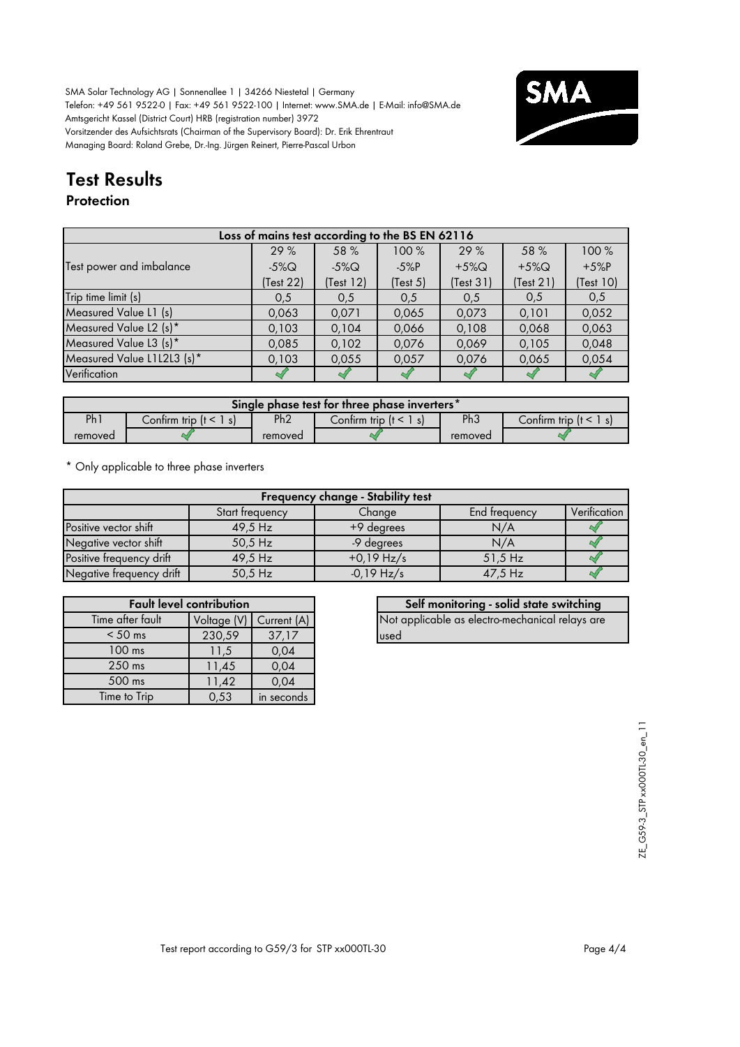SMA Solar Technology AG | Sonnenallee 1 | 34266 Niestetal | Germany
Telefon: +49 561 9522-0 | Fax: +49 561 9522-100 | Internet: www.SMA.de | E-Mail: info@SMA.de
Amtsgericht Kassel (District Court) HRB (registration number) 3972
Vorsitzender des Aufsichtsrats (Chairman of the Supervisory Board): Dr. Erik Ehrentraut
Managing Board: Roland Grebe, Dr.-Ing. Jürgen Reinert, Pierre-Pascal Urbon

# Test Results

## Protection

| Loss of mains test according to the BS EN 62116 | | | | | | |
|---|---|---|---|---|---|---|
| Test power and imbalance | 29 % -5%Q (Test 22) | 58 % -5%Q (Test 12) | 100 % -5%P (Test 5) | 29 % +5%Q (Test 31) | 58 % +5%Q (Test 21) | 100 % +5%P (Test 10) |
| Trip time limit (s) | 0,5 | 0,5 | 0,5 | 0,5 | 0,5 | 0,5 |
| Measured Value L1 (s) | 0,063 | 0,071 | 0,065 | 0,073 | 0,101 | 0,052 |
| Measured Value L2 (s)* | 0,103 | 0,104 | 0,066 | 0,108 | 0,068 | 0,063 |
| Measured Value L3 (s)* | 0,085 | 0,102 | 0,076 | 0,069 | 0,105 | 0,048 |
| Measured Value L1L2L3 (s)* | 0,103 | 0,055 | 0,057 | 0,076 | 0,065 | 0,054 |
| Verification | ✓ | ✓ | ✓ | ✓ | ✓ | ✓ |

| Single phase test for three phase inverters* | | | | | |
|---|---|---|---|---|---|
| Ph1 | Confirm trip (t < 1 s) | Ph2 | Confirm trip (t < 1 s) | Ph3 | Confirm trip (t < 1 s) |
| removed | ✓ | removed | ✓ | removed | ✓ |

* Only applicable to three phase inverters

| Frequency change - Stability test | | | | |
|---|---|---|---|---|
| | Start frequency | Change | End frequency | Verification |
| Positive vector shift | 49,5 Hz | +9 degrees | N/A | ✓ |
| Negative vector shift | 50,5 Hz | -9 degrees | N/A | ✓ |
| Positive frequency drift | 49,5 Hz | +0,19 Hz/s | 51,5 Hz | ✓ |
| Negative frequency drift | 50,5 Hz | -0,19 Hz/s | 47,5 Hz | ✓ |

| Fault level contribution | | |
|---|---|---|
| Time after fault | Voltage (V) | Current (A) |
| < 50 ms | 230,59 | 37,17 |
| 100 ms | 11,5 | 0,04 |
| 250 ms | 11,45 | 0,04 |
| 500 ms | 11,42 | 0,04 |
| Time to Trip | 0,53 | in seconds |

| Self monitoring - solid state switching |
|---|
| Not applicable as electro-mechanical relays are used |

ZE_G59-3_STP xx000TL-30_en_11

Test report according to G59/3 for STP xx000TL-30